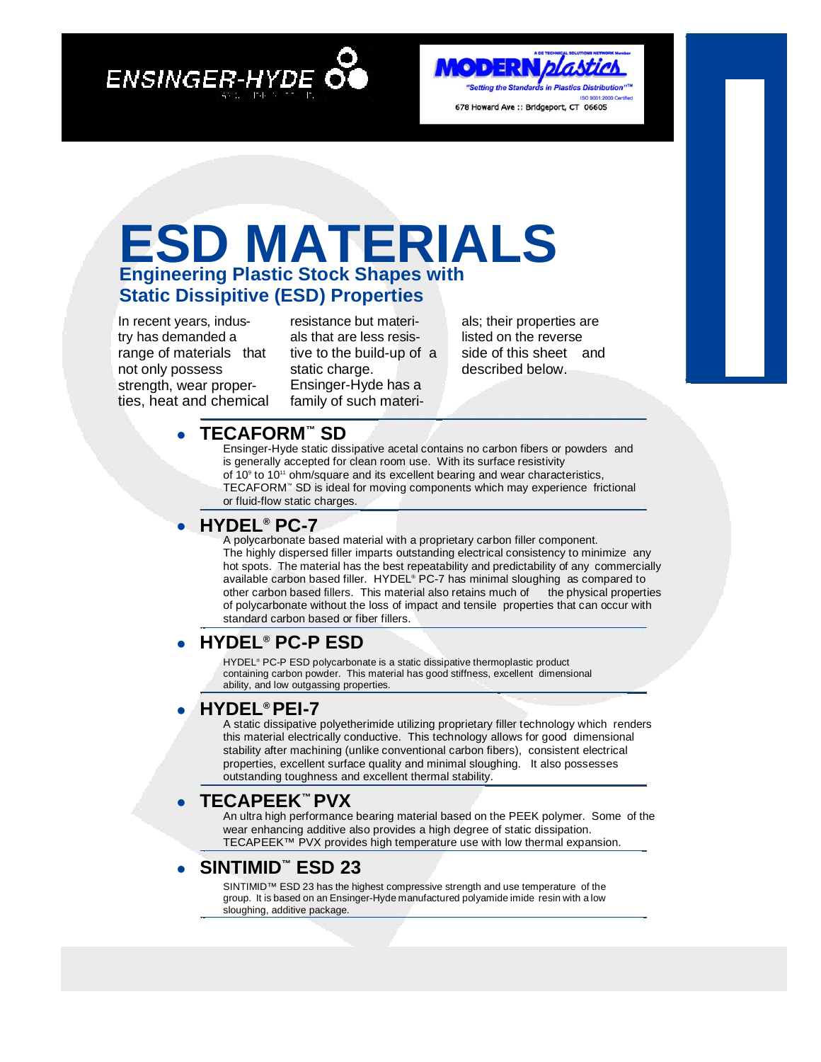ENSINGER-HYDE

MODERN plastics
"Setting the Standards in Plastics Distribution"™
ISO 9001:2000 Certified
678 Howard Ave :: Bridgeport, CT 06605

# ESD MATERIALS

## Engineering Plastic Stock Shapes with Static Dissipitive (ESD) Properties

In recent years, industry has demanded a range of materials that not only possess strength, wear properties, heat and chemical resistance but materials that are less resistive to the build-up of a static charge. Ensinger-Hyde has a family of such materials; their properties are listed on the reverse side of this sheet and described below.

- **TECAFORM™ SD**

  Ensinger-Hyde static dissipative acetal contains no carbon fibers or powders and is generally accepted for clean room use. With its surface resistivity of $10^9$ to $10^{11}$ ohm/square and its excellent bearing and wear characteristics, TECAFORM™ SD is ideal for moving components which may experience frictional or fluid-flow static charges.

- **HYDEL® PC-7**

  A polycarbonate based material with a proprietary carbon filler component. The highly dispersed filler imparts outstanding electrical consistency to minimize any hot spots. The material has the best repeatability and predictability of any commercially available carbon based filler. HYDEL® PC-7 has minimal sloughing as compared to other carbon based fillers. This material also retains much of the physical properties of polycarbonate without the loss of impact and tensile properties that can occur with standard carbon based or fiber fillers.

- **HYDEL® PC-P ESD**

  HYDEL® PC-P ESD polycarbonate is a static dissipative thermoplastic product containing carbon powder. This material has good stiffness, excellent dimensional ability, and low outgassing properties.

- **HYDEL® PEI-7**

  A static dissipative polyetherimide utilizing proprietary filler technology which renders this material electrically conductive. This technology allows for good dimensional stability after machining (unlike conventional carbon fibers), consistent electrical properties, excellent surface quality and minimal sloughing. It also possesses outstanding toughness and excellent thermal stability.

- **TECAPEEK™ PVX**

  An ultra high performance bearing material based on the PEEK polymer. Some of the wear enhancing additive also provides a high degree of static dissipation. TECAPEEK™ PVX provides high temperature use with low thermal expansion.

- **SINTIMID™ ESD 23**

  SINTIMID™ ESD 23 has the highest compressive strength and use temperature of the group. It is based on an Ensinger-Hyde manufactured polyamide imide resin with a low sloughing, additive package.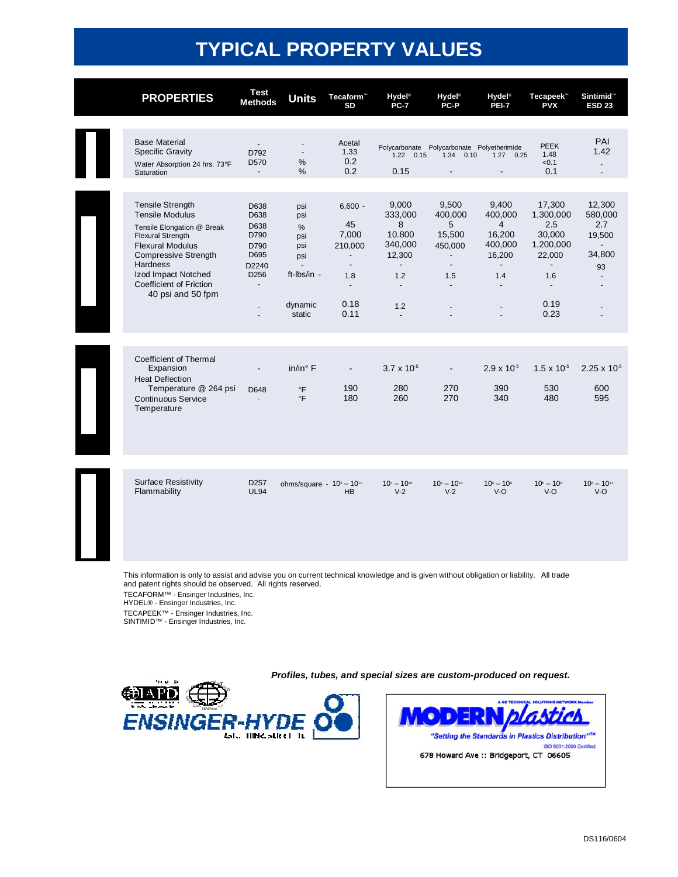# TYPICAL PROPERTY VALUES

| PROPERTIES | Test Methods | Units | Tecaform™ SD | Hydel® PC-7 | Hydel® PC-P | Hydel® PEI-7 | Tecapeek™ PVX | Sintimid™ ESD 23 |
|---|---|---|---|---|---|---|---|---|
| Base Material | - | - | Acetal | Polycarbonate | Polycarbonate | Polyetherimide | PEEK | PAI |
| Specific Gravity | D792 | - | 1.33 | 1.22 | 1.34 | 1.27 | 1.48 | 1.42 |
| Water Absorption 24 hrs. 73°F | D570 | % | 0.2 | 0.15 | 0.10 | 0.25 | <0.1 | - |
| Saturation | - | % | 0.2 | 0.15 | - | - | 0.1 | - |
| Tensile Strength | D638 | psi | 6,600 | 9,000 | 9,500 | 9,400 | 17,300 | 12,300 |
| Tensile Modulus | D638 | psi | - | 333,000 | 400,000 | 400,000 | 1,300,000 | 580,000 |
| Tensile Elongation @ Break | D638 | % | 45 | 8 | 5 | 4 | 2.5 | 2.7 |
| Flexural Strength | D790 | psi | 7,000 | 10.800 | 15,500 | 16,200 | 30,000 | 19,500 |
| Flexural Modulus | D790 | psi | 210,000 | 340,000 | 450,000 | 400,000 | 1,200,000 | - |
| Compressive Strength | D695 | psi | - | 12,300 | - | 16,200 | 22,000 | 34,800 |
| Hardness | D2240 | - | - | - | - | - | - | 93 |
| Izod Impact Notched | D256 | ft-lbs/in | 1.8 | 1.2 | 1.5 | 1.4 | 1.6 | - |
| Coefficient of Friction 40 psi and 50 fpm | - | | - | - | - | - | - | - |
| | - | dynamic | 0.18 | 1.2 | - | - | 0.19 | - |
| | - | static | 0.11 | - | - | - | 0.23 | - |
| Coefficient of Thermal Expansion | - | in/in° F | - | $3.7 \times 10^{-5}$ | - | $2.9 \times 10^{-5}$ | $1.5 \times 10^{-5}$ | $2.25 \times 10^{-5}$ |
| Heat Deflection Temperature @ 264 psi | D648 | °F | 190 | 280 | 270 | 390 | 530 | 600 |
| Continuous Service Temperature | - | °F | 180 | 260 | 270 | 340 | 480 | 595 |
| Surface Resistivity | D257 | ohms/square | $10^{9} - 10^{11}$ | $10^{7} - 10^{10}$ | $10^{6} - 10^{10}$ | $10^{6} - 10^{8}$ | $10^{5} - 10^{8}$ | $10^{9} - 10^{11}$ |
| Flammability | UL94 | - | HB | V-2 | V-2 | V-O | V-O | V-O |

This information is only to assist and advise you on current technical knowledge and is given without obligation or liability. All trade and patent rights should be observed. All rights reserved.

TECAFORM™ - Ensinger Industries, Inc.
HYDEL® - Ensinger Industries, Inc.
TECAPEEK™ - Ensinger Industries, Inc.
SINTIMID™ - Ensinger Industries, Inc.

***Profiles, tubes, and special sizes are custom-produced on request.***

ENSINGER-HYDE

MODERN plastics
A GE TECHNICAL SOLUTIONS NETWORK Member
*"Setting the Standards in Plastics Distribution"*™
ISO 9001:2000 Certified
678 Howard Ave :: Bridgeport, CT 06605

DS116/0604